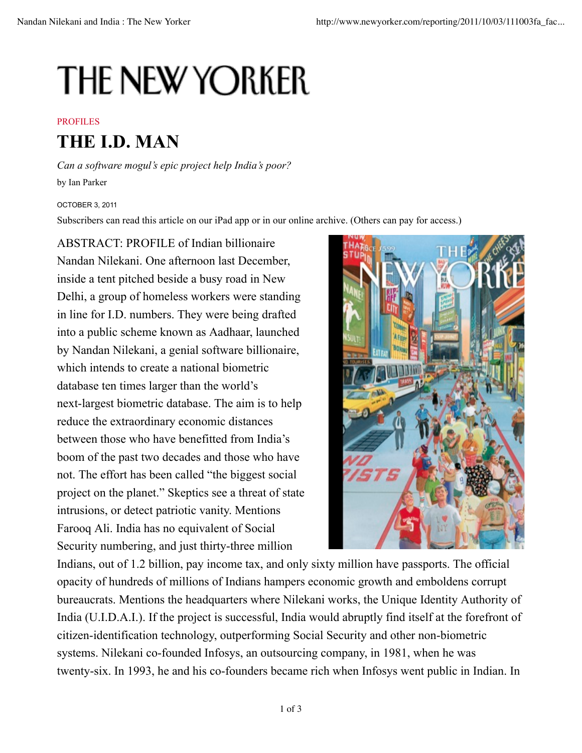# THE NEW YORKER

PROFILES

## THE I.D. MAN

*Can a software mogul's epic project help India's poor?*

by Ian Parker

OCTOBER 3, 2011

Subscribers can read this article on our iPad app or in our online archive. (Others can pay for access.)

ABSTRACT: PROFILE of Indian billionaire Nandan Nilekani. One afternoon last December, inside a tent pitched beside a busy road in New Delhi, a group of homeless workers were standing in line for I.D. numbers. They were being drafted into a public scheme known as Aadhaar, launched by Nandan Nilekani, a genial software billionaire, which intends to create a national biometric database ten times larger than the world's next-largest biometric database. The aim is to help reduce the extraordinary economic distances between those who have benefitted from India's boom of the past two decades and those who have not. The effort has been called "the biggest social project on the planet." Skeptics see a threat of state intrusions, or detect patriotic vanity. Mentions Farooq Ali. India has no equivalent of Social Security numbering, and just thirty-three million Indians, out of 1.2 billion, pay income tax, and only sixty million have passports. The official opacity of hundreds of millions of Indians hampers economic growth and emboldens corrupt bureaucrats. Mentions the headquarters where Nilekani works, the Unique Identity Authority of India (U.I.D.A.I.). If the project is successful, India would abruptly find itself at the forefront of citizen-identification technology, outperforming Social Security and other non-biometric systems. Nilekani co-founded Infosys, an outsourcing company, in 1981, when he was twenty-six. In 1993, he and his co-founders became rich when Infosys went public in Indian. In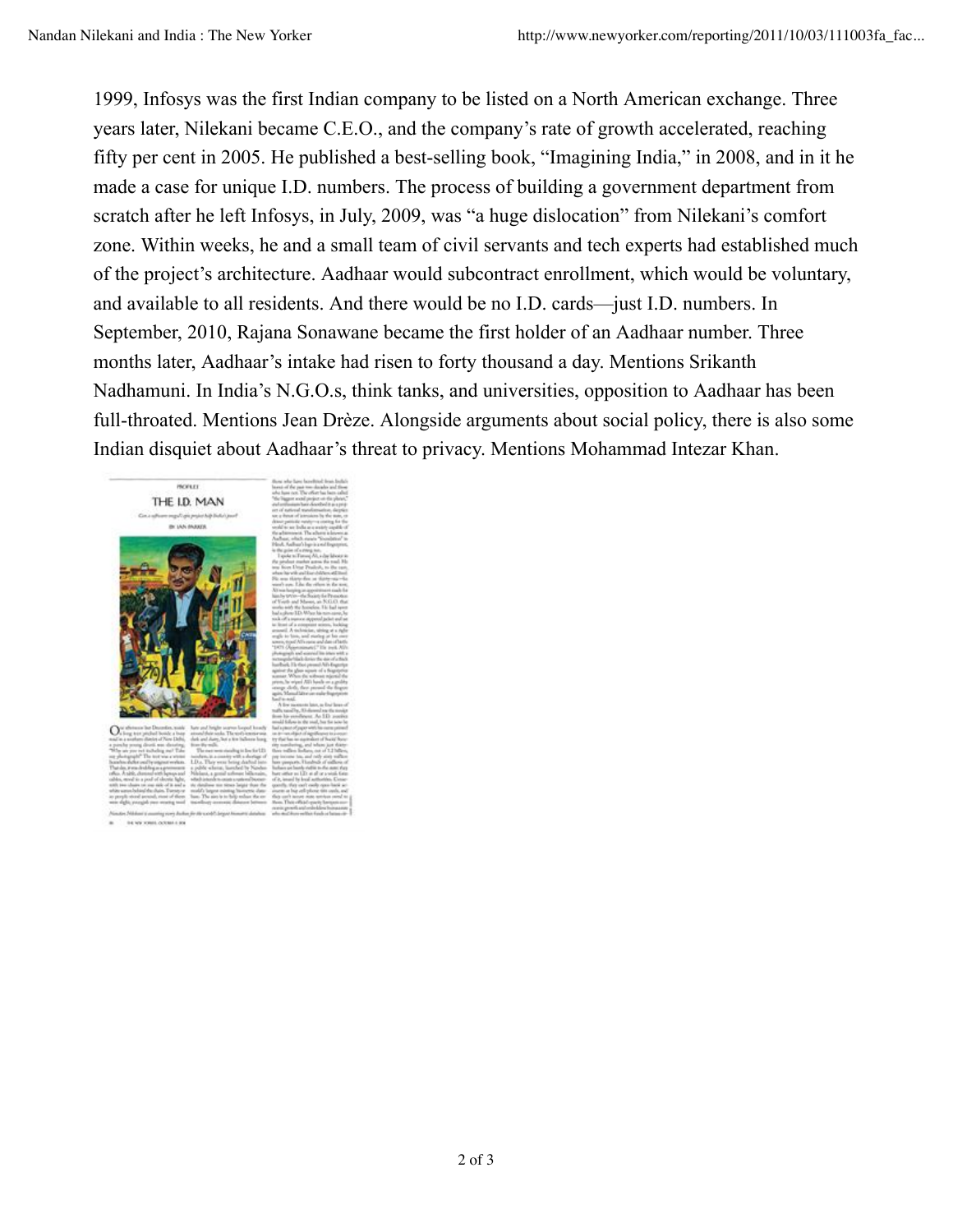1999, Infosys was the first Indian company to be listed on a North American exchange. Three years later, Nilekani became C.E.O., and the company's rate of growth accelerated, reaching fifty per cent in 2005. He published a best-selling book, "Imagining India," in 2008, and in it he made a case for unique I.D. numbers. The process of building a government department from scratch after he left Infosys, in July, 2009, was "a huge dislocation" from Nilekani's comfort zone. Within weeks, he and a small team of civil servants and tech experts had established much of the project's architecture. Aadhaar would subcontract enrollment, which would be voluntary, and available to all residents. And there would be no I.D. cards—just I.D. numbers. In September, 2010, Rajana Sonawane became the first holder of an Aadhaar number. Three months later, Aadhaar's intake had risen to forty thousand a day. Mentions Srikanth Nadhamuni. In India's N.G.O.s, think tanks, and universities, opposition to Aadhaar has been full-throated. Mentions Jean Drèze. Alongside arguments about social policy, there is also some Indian disquiet about Aadhaar's threat to privacy. Mentions Mohammad Intezar Khan.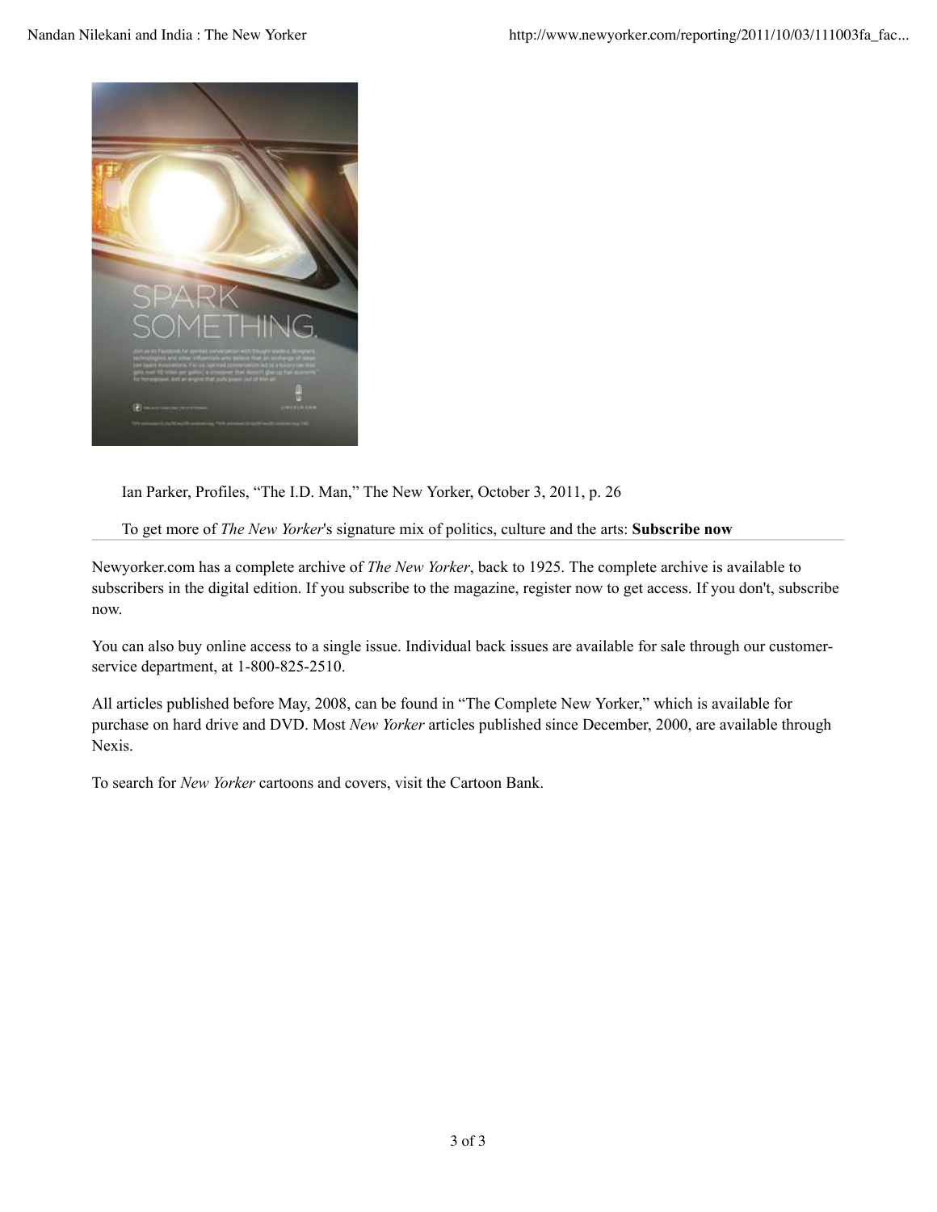Ian Parker, Profiles, “The I.D. Man,” The New Yorker, October 3, 2011, p. 26

To get more of *The New Yorker*'s signature mix of politics, culture and the arts: **Subscribe now**

---

Newyorker.com has a complete archive of *The New Yorker*, back to 1925. The complete archive is available to subscribers in the digital edition. If you subscribe to the magazine, register now to get access. If you don't, subscribe now.

You can also buy online access to a single issue. Individual back issues are available for sale through our customer-service department, at 1-800-825-2510.

All articles published before May, 2008, can be found in “The Complete New Yorker,” which is available for purchase on hard drive and DVD. Most *New Yorker* articles published since December, 2000, are available through Nexis.

To search for *New Yorker* cartoons and covers, visit the Cartoon Bank.